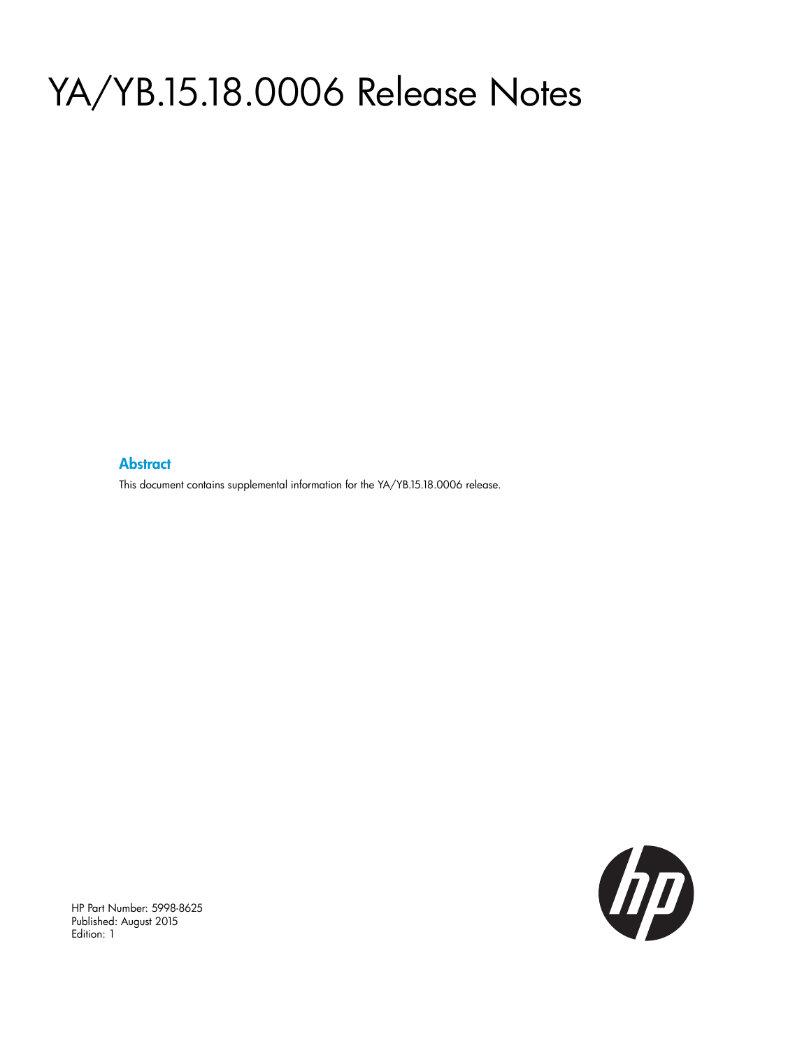# YA/YB.15.18.0006 Release Notes

## Abstract

This document contains supplemental information for the YA/YB.15.18.0006 release.

HP Part Number: 5998-8625
Published: August 2015
Edition: 1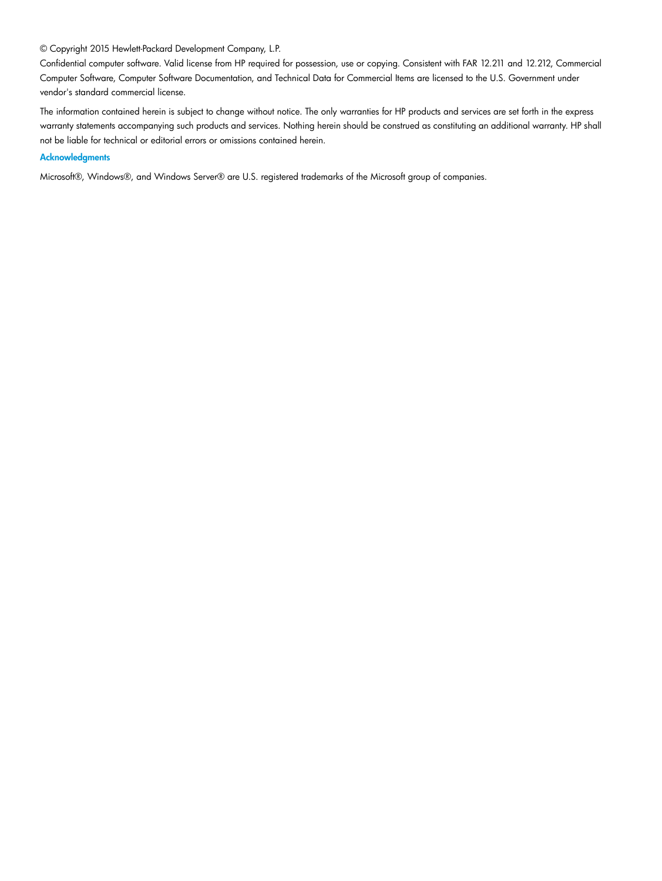© Copyright 2015 Hewlett-Packard Development Company, L.P.

Confidential computer software. Valid license from HP required for possession, use or copying. Consistent with FAR 12.211 and 12.212, Commercial Computer Software, Computer Software Documentation, and Technical Data for Commercial Items are licensed to the U.S. Government under vendor's standard commercial license.

The information contained herein is subject to change without notice. The only warranties for HP products and services are set forth in the express warranty statements accompanying such products and services. Nothing herein should be construed as constituting an additional warranty. HP shall not be liable for technical or editorial errors or omissions contained herein.

### Acknowledgments

Microsoft®, Windows®, and Windows Server® are U.S. registered trademarks of the Microsoft group of companies.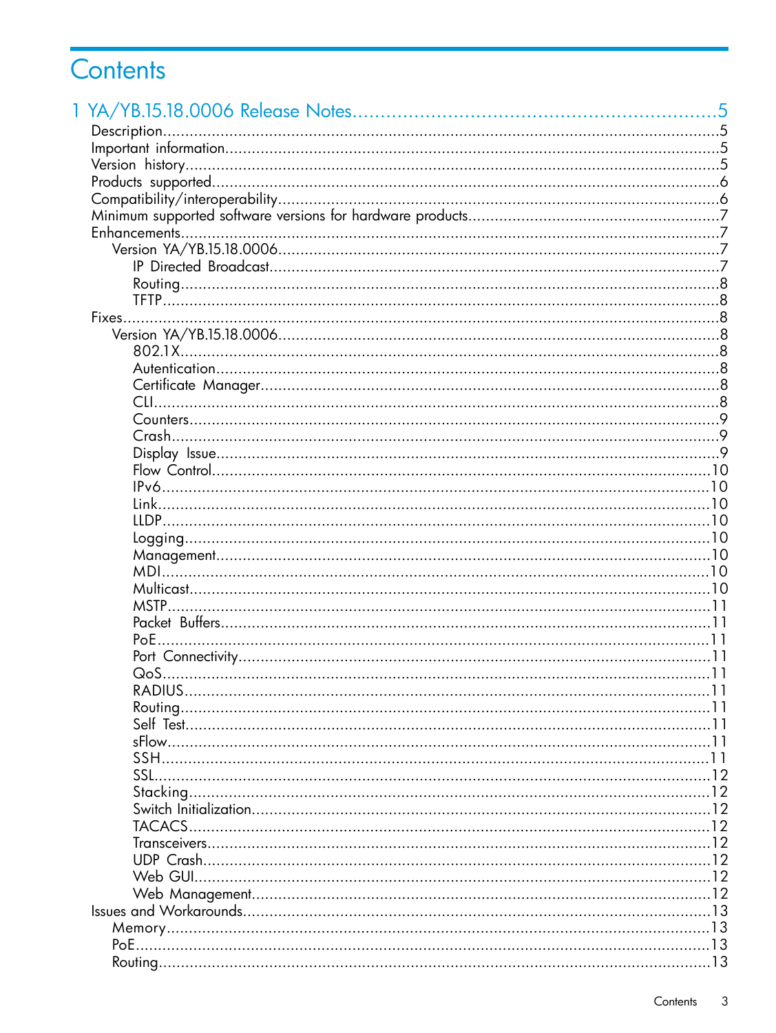# Contents

**1 YA/YB.15.18.0006 Release Notes........................................................5**

- Description........................................................................................5
- Important information........................................................................5
- Version history...................................................................................5
- Products supported............................................................................6
- Compatibility/interoperability.............................................................6
- Minimum supported software versions for hardware products.................7
- Enhancements.....................................................................................7
  - Version YA/YB.15.18.0006...............................................................7
    - IP Directed Broadcast..................................................................7
    - Routing.......................................................................................8
    - TFTP...........................................................................................8
- Fixes...................................................................................................8
  - Version YA/YB.15.18.0006...............................................................8
    - 802.1X........................................................................................8
    - Autentication...............................................................................8
    - Certificate Manager.....................................................................8
    - CLI..............................................................................................8
    - Counters.....................................................................................9
    - Crash..........................................................................................9
    - Display Issue...............................................................................9
    - Flow Control..............................................................................10
    - IPv6..........................................................................................10
    - Link...........................................................................................10
    - LLDP.........................................................................................10
    - Logging.....................................................................................10
    - Management..............................................................................10
    - MDI...........................................................................................10
    - Multicast...................................................................................10
    - MSTP........................................................................................11
    - Packet Buffers............................................................................11
    - PoE...........................................................................................11
    - Port Connectivity........................................................................11
    - QoS...........................................................................................11
    - RADIUS......................................................................................11
    - Routing......................................................................................11
    - Self Test....................................................................................11
    - sFlow.........................................................................................11
    - SSH...........................................................................................11
    - SSL...........................................................................................12
    - Stacking....................................................................................12
    - Switch Initialization....................................................................12
    - TACACS....................................................................................12
    - Transceivers...............................................................................12
    - UDP Crash.................................................................................12
    - Web GUI....................................................................................12
    - Web Management.......................................................................12
- Issues and Workarounds....................................................................13
  - Memory..........................................................................................13
  - PoE...............................................................................................13
  - Routing..........................................................................................13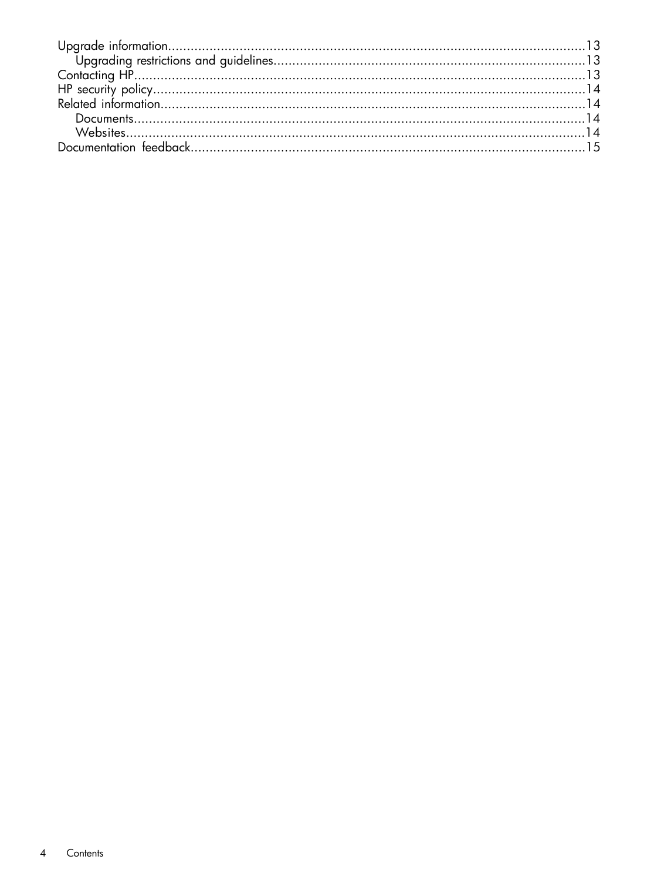- Upgrade information....................13
  - Upgrading restrictions and guidelines....................13
- Contacting HP....................13
- HP security policy....................14
- Related information....................14
  - Documents....................14
  - Websites....................14
- Documentation feedback....................15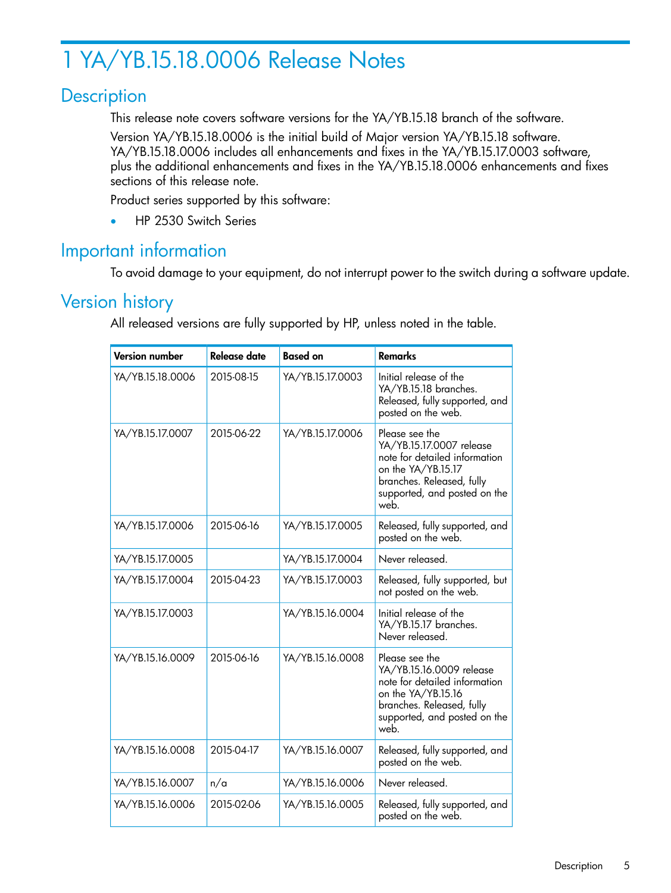# 1 YA/YB.15.18.0006 Release Notes

## Description

This release note covers software versions for the YA/YB.15.18 branch of the software.

Version YA/YB.15.18.0006 is the initial build of Major version YA/YB.15.18 software. YA/YB.15.18.0006 includes all enhancements and fixes in the YA/YB.15.17.0003 software, plus the additional enhancements and fixes in the YA/YB.15.18.0006 enhancements and fixes sections of this release note.

Product series supported by this software:

- HP 2530 Switch Series

## Important information

To avoid damage to your equipment, do not interrupt power to the switch during a software update.

## Version history

All released versions are fully supported by HP, unless noted in the table.

| Version number | Release date | Based on | Remarks |
|---|---|---|---|
| YA/YB.15.18.0006 | 2015-08-15 | YA/YB.15.17.0003 | Initial release of the YA/YB.15.18 branches. Released, fully supported, and posted on the web. |
| YA/YB.15.17.0007 | 2015-06-22 | YA/YB.15.17.0006 | Please see the YA/YB.15.17.0007 release note for detailed information on the YA/YB.15.17 branches. Released, fully supported, and posted on the web. |
| YA/YB.15.17.0006 | 2015-06-16 | YA/YB.15.17.0005 | Released, fully supported, and posted on the web. |
| YA/YB.15.17.0005 | | YA/YB.15.17.0004 | Never released. |
| YA/YB.15.17.0004 | 2015-04-23 | YA/YB.15.17.0003 | Released, fully supported, but not posted on the web. |
| YA/YB.15.17.0003 | | YA/YB.15.16.0004 | Initial release of the YA/YB.15.17 branches. Never released. |
| YA/YB.15.16.0009 | 2015-06-16 | YA/YB.15.16.0008 | Please see the YA/YB.15.16.0009 release note for detailed information on the YA/YB.15.16 branches. Released, fully supported, and posted on the web. |
| YA/YB.15.16.0008 | 2015-04-17 | YA/YB.15.16.0007 | Released, fully supported, and posted on the web. |
| YA/YB.15.16.0007 | n/a | YA/YB.15.16.0006 | Never released. |
| YA/YB.15.16.0006 | 2015-02-06 | YA/YB.15.16.0005 | Released, fully supported, and posted on the web. |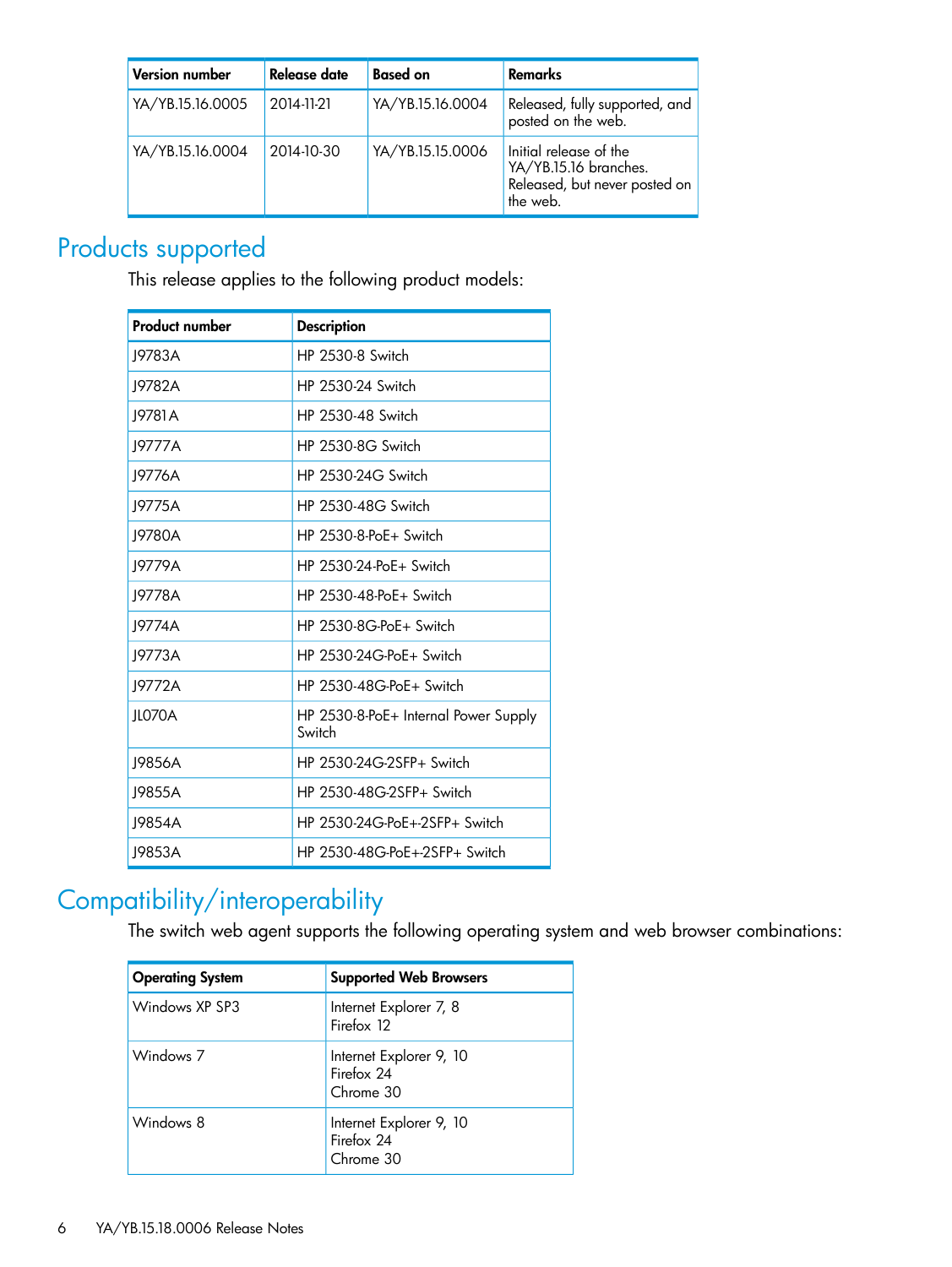| Version number | Release date | Based on | Remarks |
| --- | --- | --- | --- |
| YA/YB.15.16.0005 | 2014-11-21 | YA/YB.15.16.0004 | Released, fully supported, and posted on the web. |
| YA/YB.15.16.0004 | 2014-10-30 | YA/YB.15.15.0006 | Initial release of the YA/YB.15.16 branches. Released, but never posted on the web. |

## Products supported

This release applies to the following product models:

| Product number | Description |
| --- | --- |
| J9783A | HP 2530-8 Switch |
| J9782A | HP 2530-24 Switch |
| J9781A | HP 2530-48 Switch |
| J9777A | HP 2530-8G Switch |
| J9776A | HP 2530-24G Switch |
| J9775A | HP 2530-48G Switch |
| J9780A | HP 2530-8-PoE+ Switch |
| J9779A | HP 2530-24-PoE+ Switch |
| J9778A | HP 2530-48-PoE+ Switch |
| J9774A | HP 2530-8G-PoE+ Switch |
| J9773A | HP 2530-24G-PoE+ Switch |
| J9772A | HP 2530-48G-PoE+ Switch |
| JL070A | HP 2530-8-PoE+ Internal Power Supply Switch |
| J9856A | HP 2530-24G-2SFP+ Switch |
| J9855A | HP 2530-48G-2SFP+ Switch |
| J9854A | HP 2530-24G-PoE+-2SFP+ Switch |
| J9853A | HP 2530-48G-PoE+-2SFP+ Switch |

## Compatibility/interoperability

The switch web agent supports the following operating system and web browser combinations:

| Operating System | Supported Web Browsers |
| --- | --- |
| Windows XP SP3 | Internet Explorer 7, 8<br>Firefox 12 |
| Windows 7 | Internet Explorer 9, 10<br>Firefox 24<br>Chrome 30 |
| Windows 8 | Internet Explorer 9, 10<br>Firefox 24<br>Chrome 30 |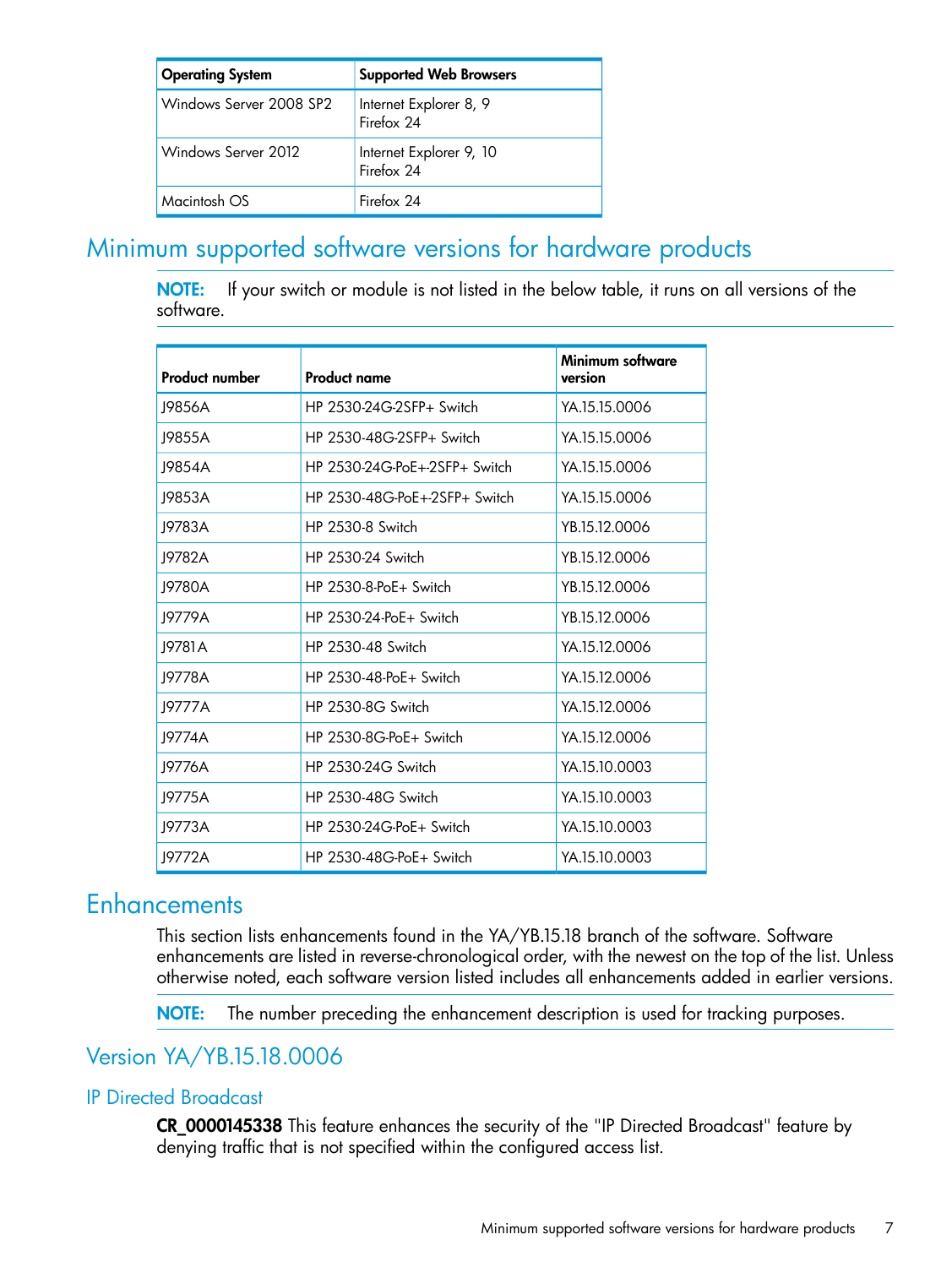| Operating System | Supported Web Browsers |
|---|---|
| Windows Server 2008 SP2 | Internet Explorer 8, 9<br>Firefox 24 |
| Windows Server 2012 | Internet Explorer 9, 10<br>Firefox 24 |
| Macintosh OS | Firefox 24 |

## Minimum supported software versions for hardware products

**NOTE:** If your switch or module is not listed in the below table, it runs on all versions of the software.

| Product number | Product name | Minimum software version |
|---|---|---|
| J9856A | HP 2530-24G-2SFP+ Switch | YA.15.15.0006 |
| J9855A | HP 2530-48G-2SFP+ Switch | YA.15.15.0006 |
| J9854A | HP 2530-24G-PoE+-2SFP+ Switch | YA.15.15.0006 |
| J9853A | HP 2530-48G-PoE+-2SFP+ Switch | YA.15.15.0006 |
| J9783A | HP 2530-8 Switch | YB.15.12.0006 |
| J9782A | HP 2530-24 Switch | YB.15.12.0006 |
| J9780A | HP 2530-8-PoE+ Switch | YB.15.12.0006 |
| J9779A | HP 2530-24-PoE+ Switch | YB.15.12.0006 |
| J9781A | HP 2530-48 Switch | YA.15.12.0006 |
| J9778A | HP 2530-48-PoE+ Switch | YA.15.12.0006 |
| J9777A | HP 2530-8G Switch | YA.15.12.0006 |
| J9774A | HP 2530-8G-PoE+ Switch | YA.15.12.0006 |
| J9776A | HP 2530-24G Switch | YA.15.10.0003 |
| J9775A | HP 2530-48G Switch | YA.15.10.0003 |
| J9773A | HP 2530-24G-PoE+ Switch | YA.15.10.0003 |
| J9772A | HP 2530-48G-PoE+ Switch | YA.15.10.0003 |

## Enhancements

This section lists enhancements found in the YA/YB.15.18 branch of the software. Software enhancements are listed in reverse-chronological order, with the newest on the top of the list. Unless otherwise noted, each software version listed includes all enhancements added in earlier versions.

**NOTE:** The number preceding the enhancement description is used for tracking purposes.

## Version YA/YB.15.18.0006

### IP Directed Broadcast

**CR_0000145338** This feature enhances the security of the "IP Directed Broadcast" feature by denying traffic that is not specified within the configured access list.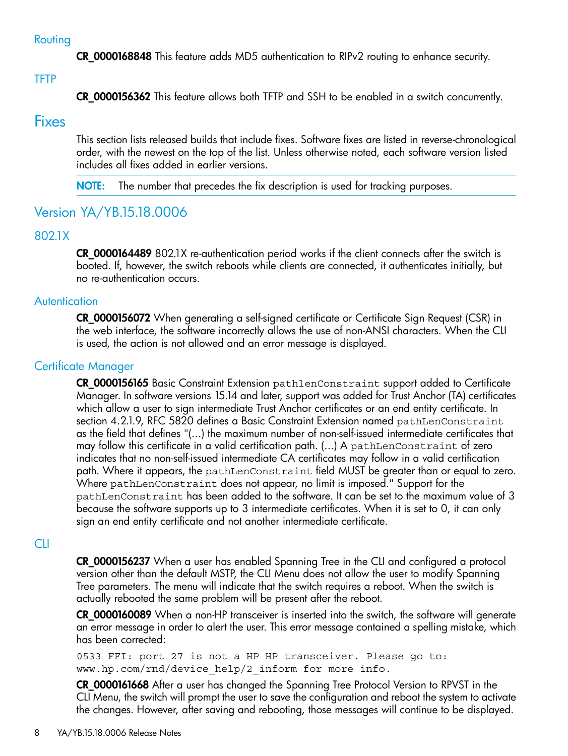### Routing

**CR_0000168848** This feature adds MD5 authentication to RIPv2 routing to enhance security.

### TFTP

**CR_0000156362** This feature allows both TFTP and SSH to be enabled in a switch concurrently.

# Fixes

This section lists released builds that include fixes. Software fixes are listed in reverse-chronological order, with the newest on the top of the list. Unless otherwise noted, each software version listed includes all fixes added in earlier versions.

**NOTE:** The number that precedes the fix description is used for tracking purposes.

## Version YA/YB.15.18.0006

### 802.1X

**CR_0000164489** 802.1X re-authentication period works if the client connects after the switch is booted. If, however, the switch reboots while clients are connected, it authenticates initially, but no re-authentication occurs.

### Autentication

**CR_0000156072** When generating a self-signed certificate or Certificate Sign Request (CSR) in the web interface, the software incorrectly allows the use of non-ANSI characters. When the CLI is used, the action is not allowed and an error message is displayed.

### Certificate Manager

**CR_0000156165** Basic Constraint Extension `pathlenConstraint` support added to Certificate Manager. In software versions 15.14 and later, support was added for Trust Anchor (TA) certificates which allow a user to sign intermediate Trust Anchor certificates or an end entity certificate. In section 4.2.1.9, RFC 5820 defines a Basic Constraint Extension named `pathLenConstraint` as the field that defines "(...) the maximum number of non-self-issued intermediate certificates that may follow this certificate in a valid certification path. (...) A `pathLenConstraint` of zero indicates that no non-self-issued intermediate CA certificates may follow in a valid certification path. Where it appears, the `pathLenConstraint` field MUST be greater than or equal to zero. Where `pathLenConstraint` does not appear, no limit is imposed." Support for the `pathLenConstraint` has been added to the software. It can be set to the maximum value of 3 because the software supports up to 3 intermediate certificates. When it is set to 0, it can only sign an end entity certificate and not another intermediate certificate.

### CLI

**CR_0000156237** When a user has enabled Spanning Tree in the CLI and configured a protocol version other than the default MSTP, the CLI Menu does not allow the user to modify Spanning Tree parameters. The menu will indicate that the switch requires a reboot. When the switch is actually rebooted the same problem will be present after the reboot.

**CR_0000160089** When a non-HP transceiver is inserted into the switch, the software will generate an error message in order to alert the user. This error message contained a spelling mistake, which has been corrected:

```
0533 FFI: port 27 is not a HP HP transceiver. Please go to:
www.hp.com/rnd/device_help/2_inform for more info.
```

**CR_0000161668** After a user has changed the Spanning Tree Protocol Version to RPVST in the CLI Menu, the switch will prompt the user to save the configuration and reboot the system to activate the changes. However, after saving and rebooting, those messages will continue to be displayed.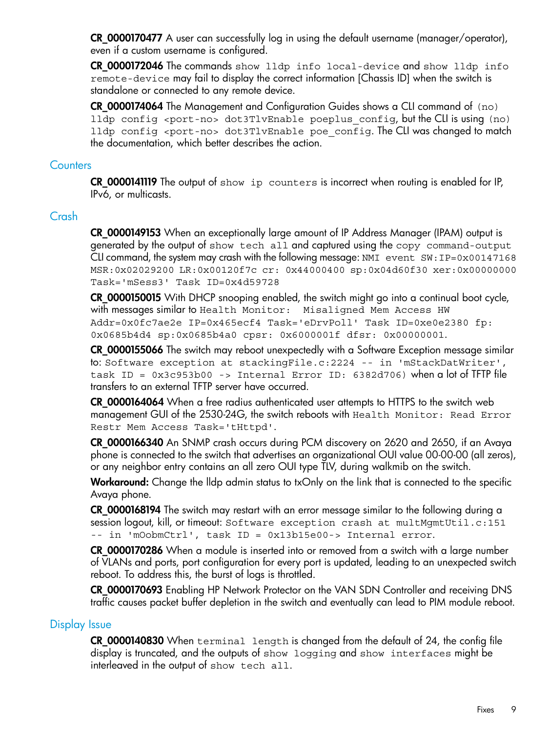**CR_0000170477** A user can successfully log in using the default username (manager/operator), even if a custom username is configured.

**CR_0000172046** The commands `show lldp info local-device` and `show lldp info remote-device` may fail to display the correct information [Chassis ID] when the switch is standalone or connected to any remote device.

**CR_0000174064** The Management and Configuration Guides shows a CLI command of `(no) lldp config <port-no> dot3TlvEnable poeplus_config`, but the CLI is using `(no) lldp config <port-no> dot3TlvEnable poe_config`. The CLI was changed to match the documentation, which better describes the action.

## Counters

**CR_0000141119** The output of `show ip counters` is incorrect when routing is enabled for IP, IPv6, or multicasts.

## Crash

**CR_0000149153** When an exceptionally large amount of IP Address Manager (IPAM) output is generated by the output of `show tech all` and captured using the `copy command-output` CLI command, the system may crash with the following message: `NMI event SW:IP=0x00147168 MSR:0x02029200 LR:0x00120f7c cr: 0x44000400 sp:0x04d60f30 xer:0x00000000 Task='mSess3' Task ID=0x4d59728`

**CR_0000150015** With DHCP snooping enabled, the switch might go into a continual boot cycle, with messages similar to `Health Monitor: Misaligned Mem Access HW Addr=0x0fc7ae2e IP=0x465ecf4 Task='eDrvPoll' Task ID=0xe0e2380 fp: 0x0685b4d4 sp:0x0685b4a0 cpsr: 0x6000001f dfsr: 0x00000001`.

**CR_0000155066** The switch may reboot unexpectedly with a Software Exception message similar to: `Software exception at stackingFile.c:2224 -- in 'mStackDatWriter', task ID = 0x3c953b00 -> Internal Error ID: 6382d706)` when a lot of TFTP file transfers to an external TFTP server have occurred.

**CR_0000164064** When a free radius authenticated user attempts to HTTPS to the switch web management GUI of the 2530-24G, the switch reboots with `Health Monitor: Read Error Restr Mem Access Task='tHttpd'`.

**CR_0000166340** An SNMP crash occurs during PCM discovery on 2620 and 2650, if an Avaya phone is connected to the switch that advertises an organizational OUI value 00-00-00 (all zeros), or any neighbor entry contains an all zero OUI type TLV, during walkmib on the switch.

**Workaround:** Change the lldp admin status to txOnly on the link that is connected to the specific Avaya phone.

**CR_0000168194** The switch may restart with an error message similar to the following during a session logout, kill, or timeout: `Software exception crash at multMgmtUtil.c:151 -- in 'mOobmCtrl', task ID = 0x13b15e00-> Internal error.`

**CR_0000170286** When a module is inserted into or removed from a switch with a large number of VLANs and ports, port configuration for every port is updated, leading to an unexpected switch reboot. To address this, the burst of logs is throttled.

**CR_0000170693** Enabling HP Network Protector on the VAN SDN Controller and receiving DNS traffic causes packet buffer depletion in the switch and eventually can lead to PIM module reboot.

## Display Issue

**CR_0000140830** When `terminal length` is changed from the default of 24, the config file display is truncated, and the outputs of `show logging` and `show interfaces` might be interleaved in the output of `show tech all`.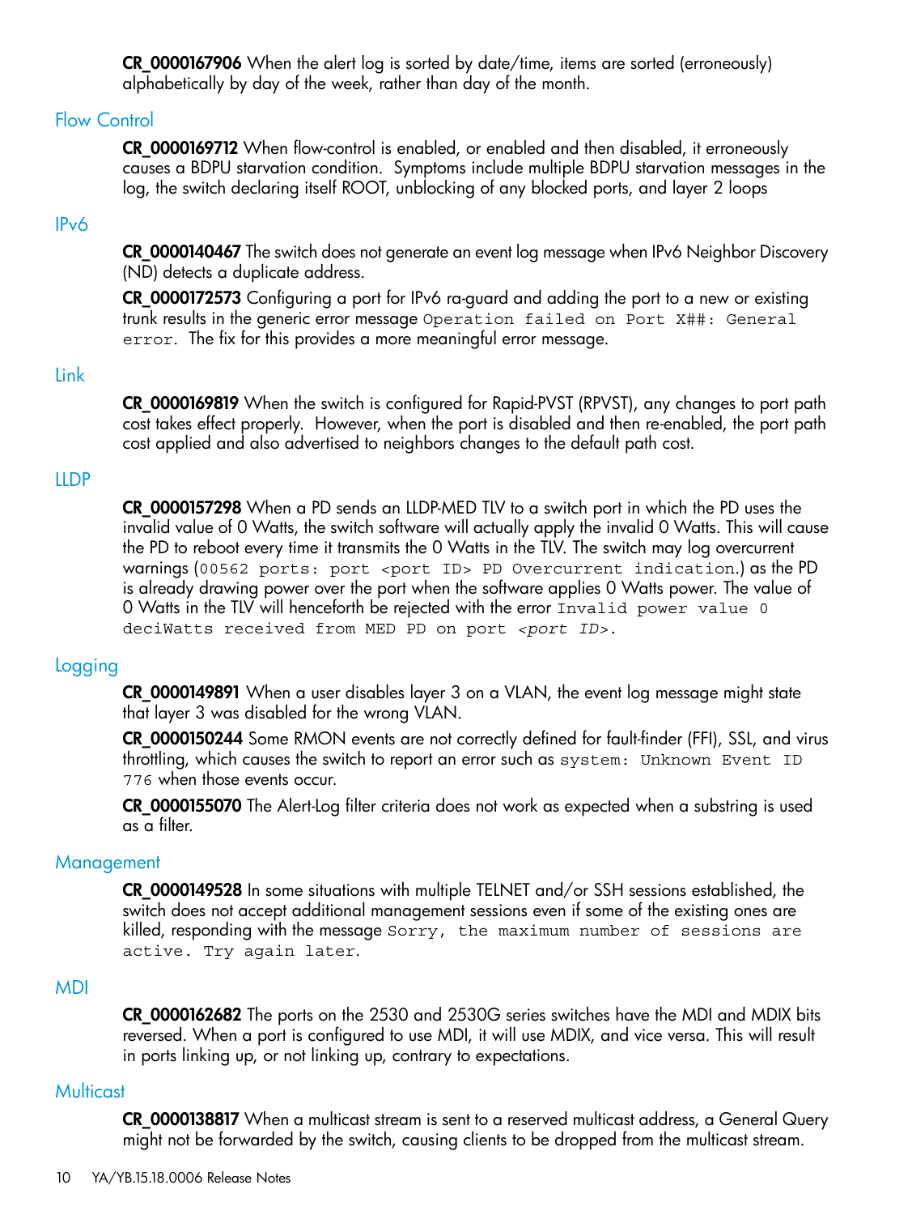**CR_0000167906** When the alert log is sorted by date/time, items are sorted (erroneously) alphabetically by day of the week, rather than day of the month.

## Flow Control

**CR_0000169712** When flow-control is enabled, or enabled and then disabled, it erroneously causes a BDPU starvation condition. Symptoms include multiple BDPU starvation messages in the log, the switch declaring itself ROOT, unblocking of any blocked ports, and layer 2 loops

## IPv6

**CR_0000140467** The switch does not generate an event log message when IPv6 Neighbor Discovery (ND) detects a duplicate address.

**CR_0000172573** Configuring a port for IPv6 ra-guard and adding the port to a new or existing trunk results in the generic error message `Operation failed on Port X##: General error`. The fix for this provides a more meaningful error message.

## Link

**CR_0000169819** When the switch is configured for Rapid-PVST (RPVST), any changes to port path cost takes effect properly. However, when the port is disabled and then re-enabled, the port path cost applied and also advertised to neighbors changes to the default path cost.

## LLDP

**CR_0000157298** When a PD sends an LLDP-MED TLV to a switch port in which the PD uses the invalid value of 0 Watts, the switch software will actually apply the invalid 0 Watts. This will cause the PD to reboot every time it transmits the 0 Watts in the TLV. The switch may log overcurrent warnings (`00562 ports: port <port ID> PD Overcurrent indication.`) as the PD is already drawing power over the port when the software applies 0 Watts power. The value of 0 Watts in the TLV will henceforth be rejected with the error `Invalid power value 0 deciWatts received from MED PD on port` *`<port ID>`*.

## Logging

**CR_0000149891** When a user disables layer 3 on a VLAN, the event log message might state that layer 3 was disabled for the wrong VLAN.

**CR_0000150244** Some RMON events are not correctly defined for fault-finder (FFI), SSL, and virus throttling, which causes the switch to report an error such as `system: Unknown Event ID 776` when those events occur.

**CR_0000155070** The Alert-Log filter criteria does not work as expected when a substring is used as a filter.

## Management

**CR_0000149528** In some situations with multiple TELNET and/or SSH sessions established, the switch does not accept additional management sessions even if some of the existing ones are killed, responding with the message `Sorry, the maximum number of sessions are active. Try again later.`

## MDI

**CR_0000162682** The ports on the 2530 and 2530G series switches have the MDI and MDIX bits reversed. When a port is configured to use MDI, it will use MDIX, and vice versa. This will result in ports linking up, or not linking up, contrary to expectations.

## Multicast

**CR_0000138817** When a multicast stream is sent to a reserved multicast address, a General Query might not be forwarded by the switch, causing clients to be dropped from the multicast stream.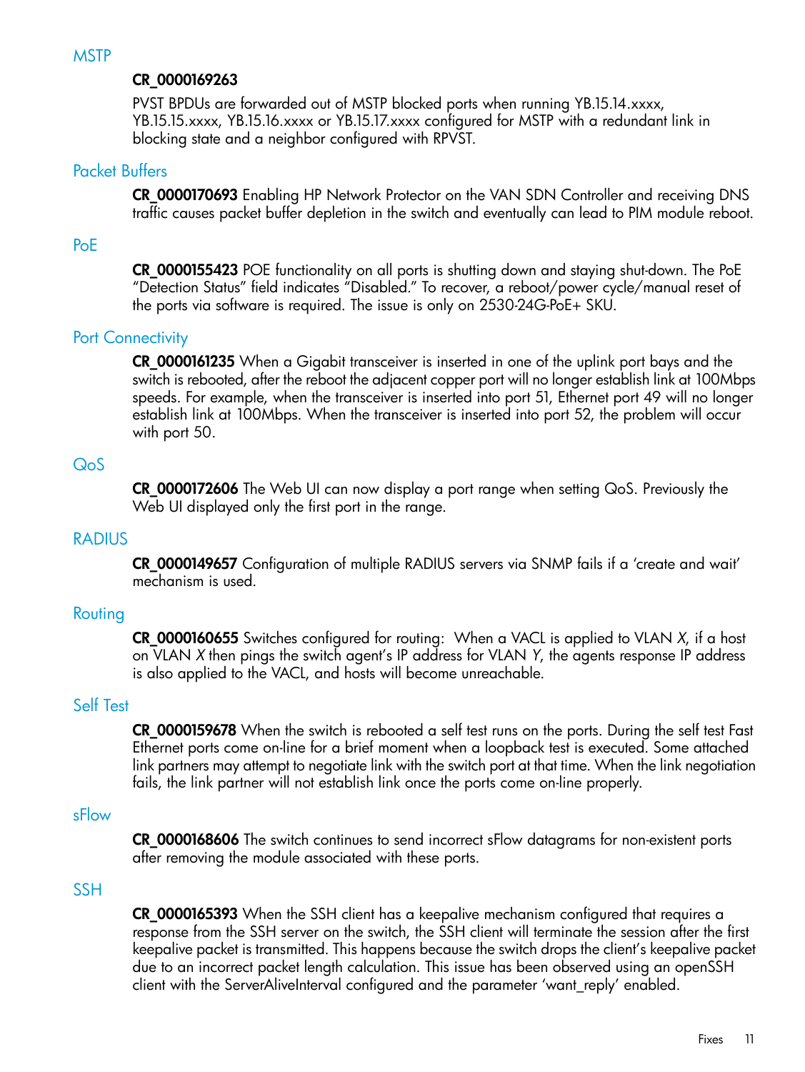## MSTP

**CR_0000169263**

PVST BPDUs are forwarded out of MSTP blocked ports when running YB.15.14.xxxx, YB.15.15.xxxx, YB.15.16.xxxx or YB.15.17.xxxx configured for MSTP with a redundant link in blocking state and a neighbor configured with RPVST.

## Packet Buffers

**CR_0000170693** Enabling HP Network Protector on the VAN SDN Controller and receiving DNS traffic causes packet buffer depletion in the switch and eventually can lead to PIM module reboot.

## PoE

**CR_0000155423** POE functionality on all ports is shutting down and staying shut-down. The PoE "Detection Status" field indicates "Disabled." To recover, a reboot/power cycle/manual reset of the ports via software is required. The issue is only on 2530-24G-PoE+ SKU.

## Port Connectivity

**CR_0000161235** When a Gigabit transceiver is inserted in one of the uplink port bays and the switch is rebooted, after the reboot the adjacent copper port will no longer establish link at 100Mbps speeds. For example, when the transceiver is inserted into port 51, Ethernet port 49 will no longer establish link at 100Mbps. When the transceiver is inserted into port 52, the problem will occur with port 50.

## QoS

**CR_0000172606** The Web UI can now display a port range when setting QoS. Previously the Web UI displayed only the first port in the range.

## RADIUS

**CR_0000149657** Configuration of multiple RADIUS servers via SNMP fails if a 'create and wait' mechanism is used.

## Routing

**CR_0000160655** Switches configured for routing: When a VACL is applied to VLAN *X*, if a host on VLAN *X* then pings the switch agent's IP address for VLAN *Y*, the agents response IP address is also applied to the VACL, and hosts will become unreachable.

## Self Test

**CR_0000159678** When the switch is rebooted a self test runs on the ports. During the self test Fast Ethernet ports come on-line for a brief moment when a loopback test is executed. Some attached link partners may attempt to negotiate link with the switch port at that time. When the link negotiation fails, the link partner will not establish link once the ports come on-line properly.

## sFlow

**CR_0000168606** The switch continues to send incorrect sFlow datagrams for non-existent ports after removing the module associated with these ports.

## SSH

**CR_0000165393** When the SSH client has a keepalive mechanism configured that requires a response from the SSH server on the switch, the SSH client will terminate the session after the first keepalive packet is transmitted. This happens because the switch drops the client's keepalive packet due to an incorrect packet length calculation. This issue has been observed using an openSSH client with the ServerAliveInterval configured and the parameter 'want_reply' enabled.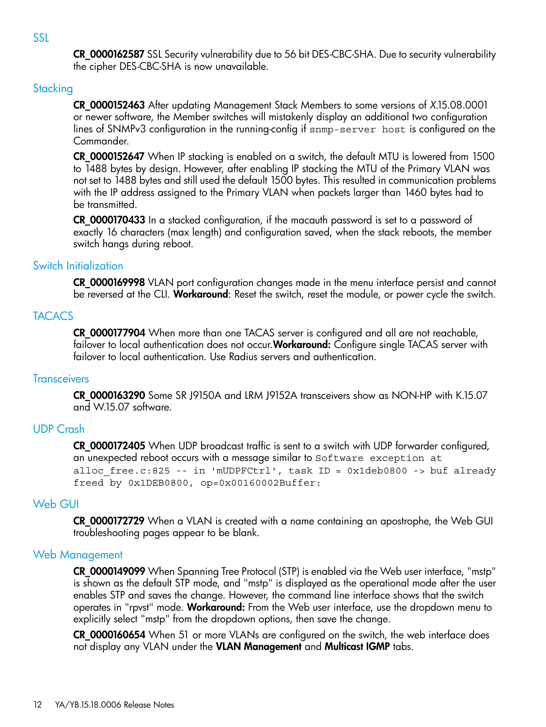## SSL

**CR_0000162587** SSL Security vulnerability due to 56 bit DES-CBC-SHA. Due to security vulnerability the cipher DES-CBC-SHA is now unavailable.

## Stacking

**CR_0000152463** After updating Management Stack Members to some versions of *X*.15.08.0001 or newer software, the Member switches will mistakenly display an additional two configuration lines of SNMPv3 configuration in the running-config if `snmp-server host` is configured on the Commander.

**CR_0000152647** When IP stacking is enabled on a switch, the default MTU is lowered from 1500 to 1488 bytes by design. However, after enabling IP stacking the MTU of the Primary VLAN was not set to 1488 bytes and still used the default 1500 bytes. This resulted in communication problems with the IP address assigned to the Primary VLAN when packets larger than 1460 bytes had to be transmitted.

**CR_0000170433** In a stacked configuration, if the macauth password is set to a password of exactly 16 characters (max length) and configuration saved, when the stack reboots, the member switch hangs during reboot.

## Switch Initialization

**CR_0000169998** VLAN port configuration changes made in the menu interface persist and cannot be reversed at the CLI. **Workaround**: Reset the switch, reset the module, or power cycle the switch.

## TACACS

**CR_0000177904** When more than one TACAS server is configured and all are not reachable, failover to local authentication does not occur.**Workaround:** Configure single TACAS server with failover to local authentication. Use Radius servers and authentication.

## Transceivers

**CR_0000163290** Some SR J9150A and LRM J9152A transceivers show as NON-HP with K.15.07 and W.15.07 software.

## UDP Crash

**CR_0000172405** When UDP broadcast traffic is sent to a switch with UDP forwarder configured, an unexpected reboot occurs with a message similar to `Software exception at alloc_free.c:825 -- in 'mUDPFCtrl', task ID = 0x1deb0800 -> buf already freed by 0x1DEB0800, op=0x00160002Buffer:`

## Web GUI

**CR_0000172729** When a VLAN is created with a name containing an apostrophe, the Web GUI troubleshooting pages appear to be blank.

## Web Management

**CR_0000149099** When Spanning Tree Protocol (STP) is enabled via the Web user interface, "mstp" is shown as the default STP mode, and "mstp" is displayed as the operational mode after the user enables STP and saves the change. However, the command line interface shows that the switch operates in "rpvst" mode. **Workaround:** From the Web user interface, use the dropdown menu to explicitly select "mstp" from the dropdown options, then save the change.

**CR_0000160654** When 51 or more VLANs are configured on the switch, the web interface does not display any VLAN under the **VLAN Management** and **Multicast IGMP** tabs.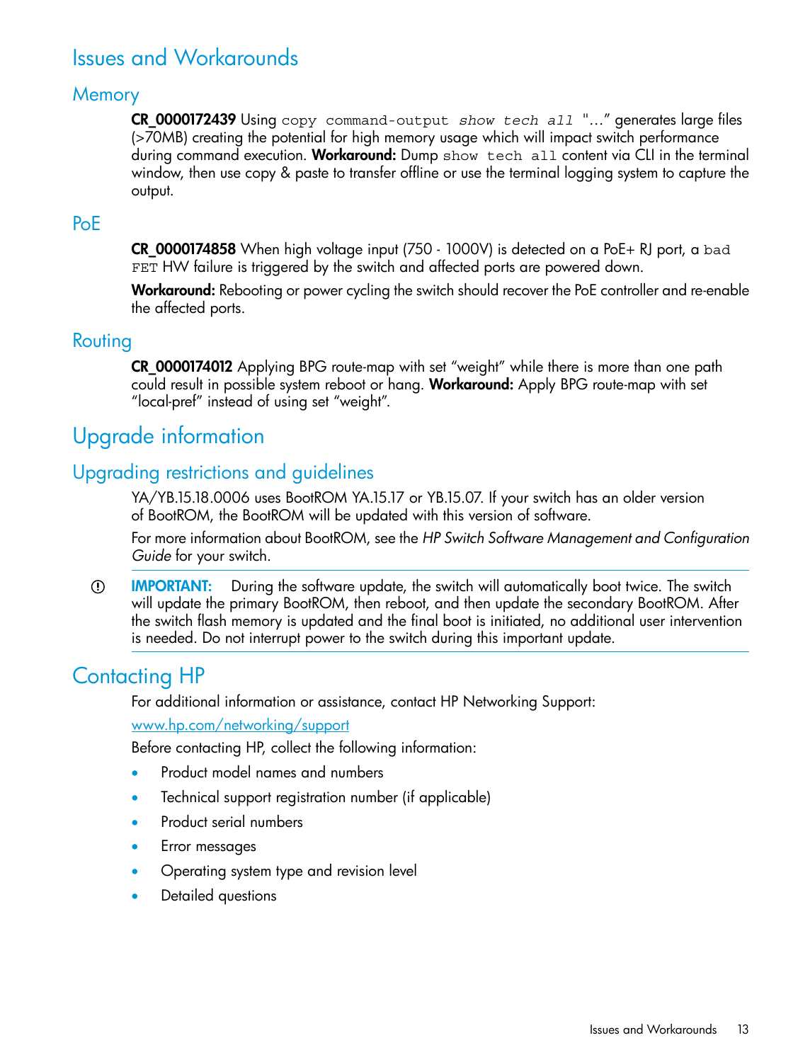# Issues and Workarounds

## Memory

**CR_0000172439** Using `copy command-output` *`show tech all`* "…" generates large files (>70MB) creating the potential for high memory usage which will impact switch performance during command execution. **Workaround:** Dump `show tech all` content via CLI in the terminal window, then use copy & paste to transfer offline or use the terminal logging system to capture the output.

## PoE

**CR_0000174858** When high voltage input (750 - 1000V) is detected on a PoE+ RJ port, a `bad FET` HW failure is triggered by the switch and affected ports are powered down.

**Workaround:** Rebooting or power cycling the switch should recover the PoE controller and re-enable the affected ports.

## Routing

**CR_0000174012** Applying BPG route-map with set "weight" while there is more than one path could result in possible system reboot or hang. **Workaround:** Apply BPG route-map with set "local-pref" instead of using set "weight".

# Upgrade information

## Upgrading restrictions and guidelines

YA/YB.15.18.0006 uses BootROM YA.15.17 or YB.15.07. If your switch has an older version of BootROM, the BootROM will be updated with this version of software.

For more information about BootROM, see the *HP Switch Software Management and Configuration Guide* for your switch.

**IMPORTANT:** During the software update, the switch will automatically boot twice. The switch will update the primary BootROM, then reboot, and then update the secondary BootROM. After the switch flash memory is updated and the final boot is initiated, no additional user intervention is needed. Do not interrupt power to the switch during this important update.

# Contacting HP

For additional information or assistance, contact HP Networking Support:

www.hp.com/networking/support

Before contacting HP, collect the following information:

- Product model names and numbers
- Technical support registration number (if applicable)
- Product serial numbers
- Error messages
- Operating system type and revision level
- Detailed questions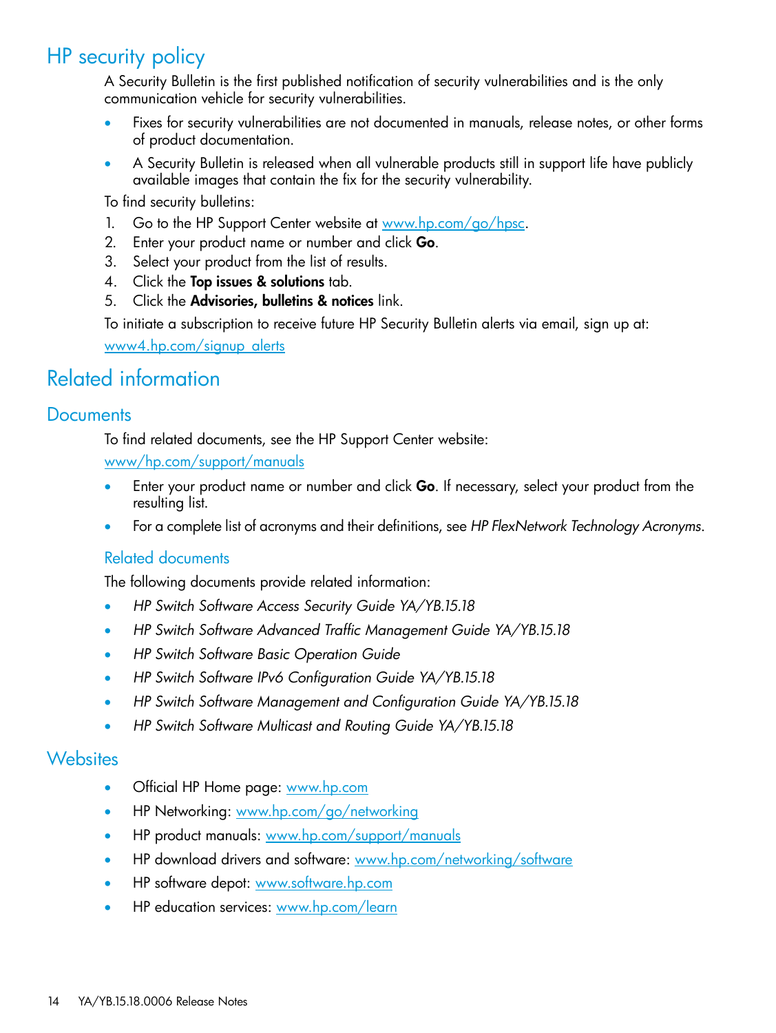## HP security policy

A Security Bulletin is the first published notification of security vulnerabilities and is the only communication vehicle for security vulnerabilities.

- Fixes for security vulnerabilities are not documented in manuals, release notes, or other forms of product documentation.
- A Security Bulletin is released when all vulnerable products still in support life have publicly available images that contain the fix for the security vulnerability.

To find security bulletins:

1. Go to the HP Support Center website at www.hp.com/go/hpsc.
2. Enter your product name or number and click **Go**.
3. Select your product from the list of results.
4. Click the **Top issues & solutions** tab.
5. Click the **Advisories, bulletins & notices** link.

To initiate a subscription to receive future HP Security Bulletin alerts via email, sign up at:

www4.hp.com/signup_alerts

## Related information

### Documents

To find related documents, see the HP Support Center website:

www/hp.com/support/manuals

- Enter your product name or number and click **Go**. If necessary, select your product from the resulting list.
- For a complete list of acronyms and their definitions, see *HP FlexNetwork Technology Acronyms*.

#### Related documents

The following documents provide related information:

- *HP Switch Software Access Security Guide YA/YB.15.18*
- *HP Switch Software Advanced Traffic Management Guide YA/YB.15.18*
- *HP Switch Software Basic Operation Guide*
- *HP Switch Software IPv6 Configuration Guide YA/YB.15.18*
- *HP Switch Software Management and Configuration Guide YA/YB.15.18*
- *HP Switch Software Multicast and Routing Guide YA/YB.15.18*

### Websites

- Official HP Home page: www.hp.com
- HP Networking: www.hp.com/go/networking
- HP product manuals: www.hp.com/support/manuals
- HP download drivers and software: www.hp.com/networking/software
- HP software depot: www.software.hp.com
- HP education services: www.hp.com/learn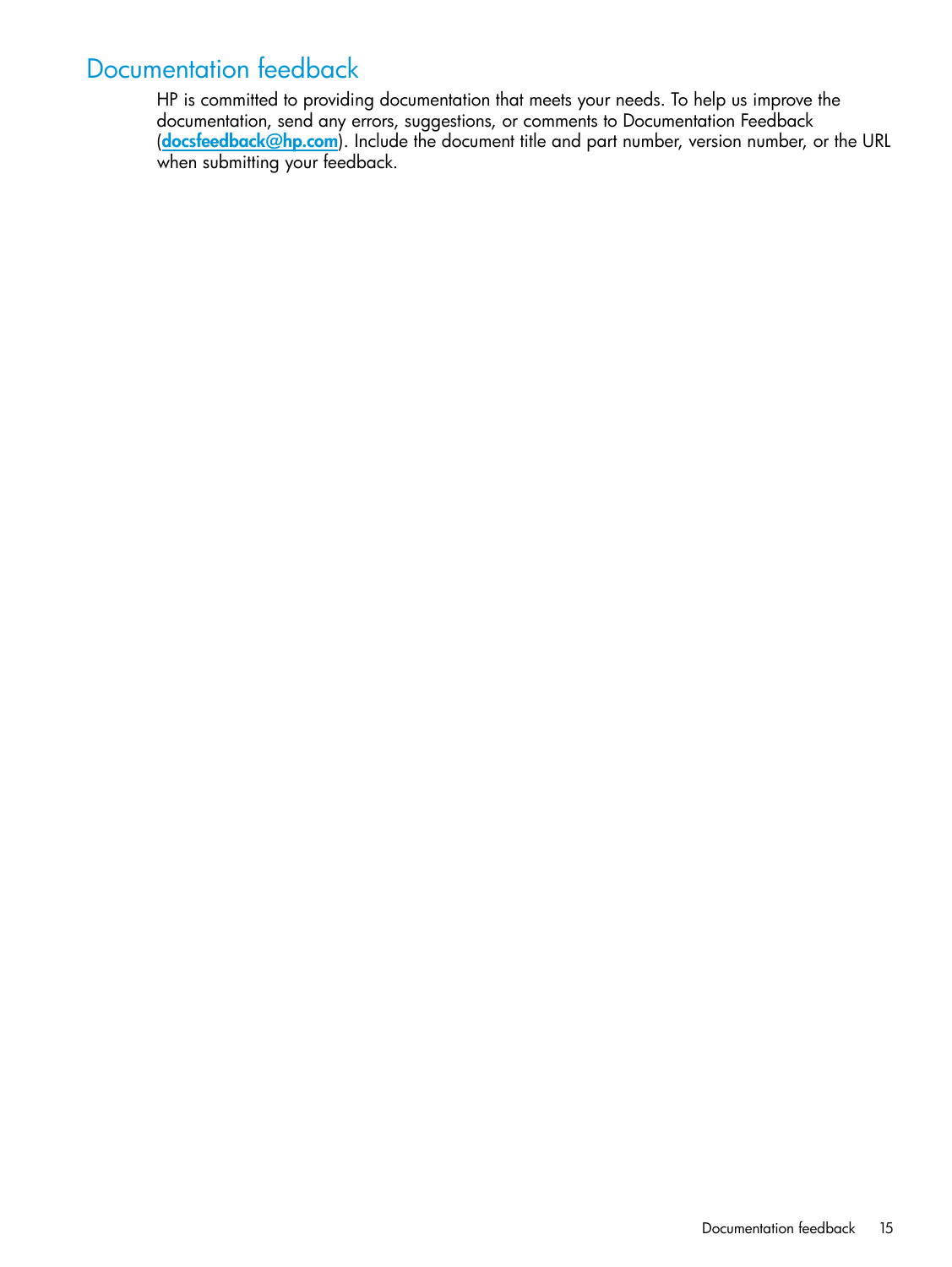## Documentation feedback

HP is committed to providing documentation that meets your needs. To help us improve the documentation, send any errors, suggestions, or comments to Documentation Feedback (**docsfeedback@hp.com**). Include the document title and part number, version number, or the URL when submitting your feedback.